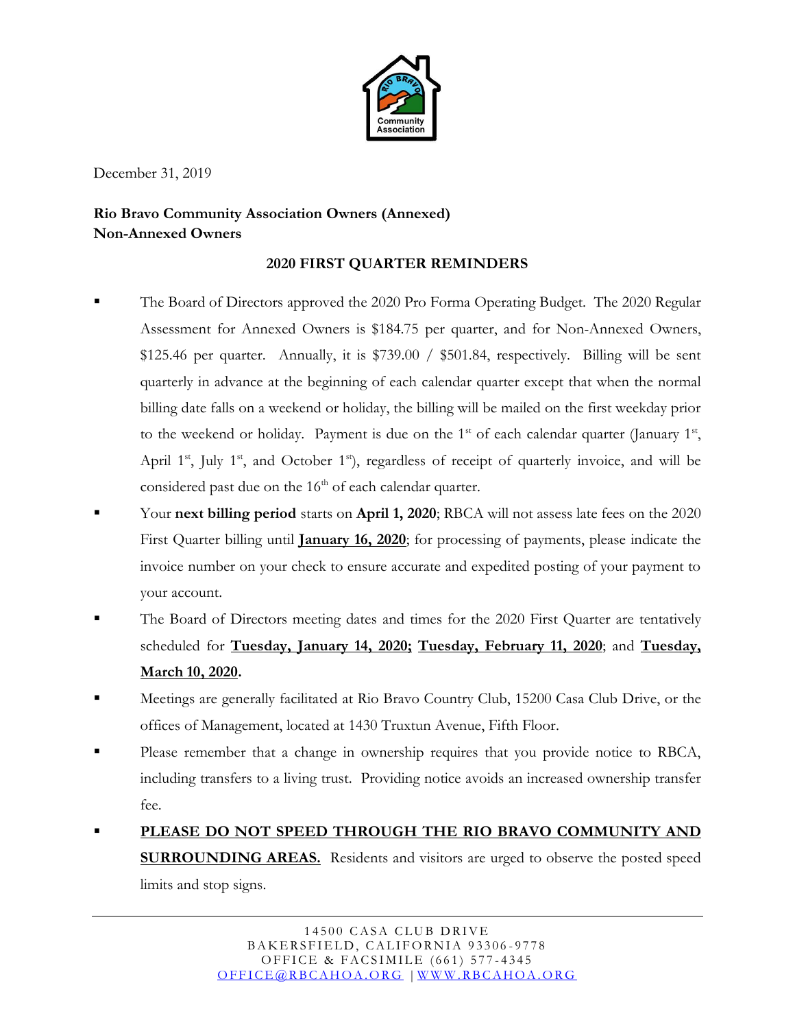December 31, 2019

**Rio Bravo Community Association Owners (Annexed)**
**Non-Annexed Owners**

**2020 FIRST QUARTER REMINDERS**

- The Board of Directors approved the 2020 Pro Forma Operating Budget. The 2020 Regular Assessment for Annexed Owners is $184.75 per quarter, and for Non-Annexed Owners, $125.46 per quarter. Annually, it is $739.00 / $501.84, respectively. Billing will be sent quarterly in advance at the beginning of each calendar quarter except that when the normal billing date falls on a weekend or holiday, the billing will be mailed on the first weekday prior to the weekend or holiday. Payment is due on the 1st of each calendar quarter (January 1st, April 1st, July 1st, and October 1st), regardless of receipt of quarterly invoice, and will be considered past due on the 16th of each calendar quarter.
- Your **next billing period** starts on **April 1, 2020**; RBCA will not assess late fees on the 2020 First Quarter billing until **January 16, 2020**; for processing of payments, please indicate the invoice number on your check to ensure accurate and expedited posting of your payment to your account.
- The Board of Directors meeting dates and times for the 2020 First Quarter are tentatively scheduled for **Tuesday, January 14, 2020; Tuesday, February 11, 2020**; and **Tuesday, March 10, 2020.**
- Meetings are generally facilitated at Rio Bravo Country Club, 15200 Casa Club Drive, or the offices of Management, located at 1430 Truxtun Avenue, Fifth Floor.
- Please remember that a change in ownership requires that you provide notice to RBCA, including transfers to a living trust. Providing notice avoids an increased ownership transfer fee.
- **PLEASE DO NOT SPEED THROUGH THE RIO BRAVO COMMUNITY AND SURROUNDING AREAS.** Residents and visitors are urged to observe the posted speed limits and stop signs.

14500 CASA CLUB DRIVE
BAKERSFIELD, CALIFORNIA 93306-9778
OFFICE & FACSIMILE (661) 577-4345
OFFICE@RBCAHOA.ORG | WWW.RBCAHOA.ORG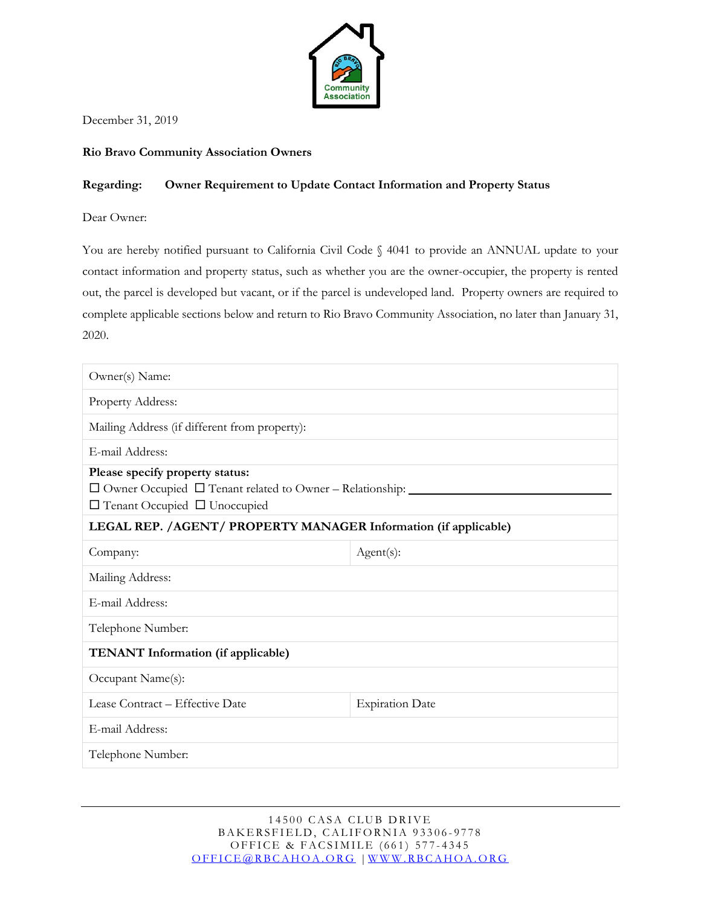December 31, 2019

**Rio Bravo Community Association Owners**

**Regarding: Owner Requirement to Update Contact Information and Property Status**

Dear Owner:

You are hereby notified pursuant to California Civil Code § 4041 to provide an ANNUAL update to your contact information and property status, such as whether you are the owner-occupier, the property is rented out, the parcel is developed but vacant, or if the parcel is undeveloped land. Property owners are required to complete applicable sections below and return to Rio Bravo Community Association, no later than January 31, 2020.

| | |
|---|---|
| Owner(s) Name: | |
| Property Address: | |
| Mailing Address (if different from property): | |
| E-mail Address: | |
| **Please specify property status:**<br>☐ Owner Occupied ☐ Tenant related to Owner – Relationship: ______________<br>☐ Tenant Occupied ☐ Unoccupied | |
| **LEGAL REP. /AGENT/ PROPERTY MANAGER Information (if applicable)** | |
| Company: | Agent(s): |
| Mailing Address: | |
| E-mail Address: | |
| Telephone Number: | |
| **TENANT Information (if applicable)** | |
| Occupant Name(s): | |
| Lease Contract – Effective Date | Expiration Date |
| E-mail Address: | |
| Telephone Number: | |

14500 CASA CLUB DRIVE
BAKERSFIELD, CALIFORNIA 93306-9778
OFFICE & FACSIMILE (661) 577-4345
OFFICE@RBCAHOA.ORG | WWW.RBCAHOA.ORG